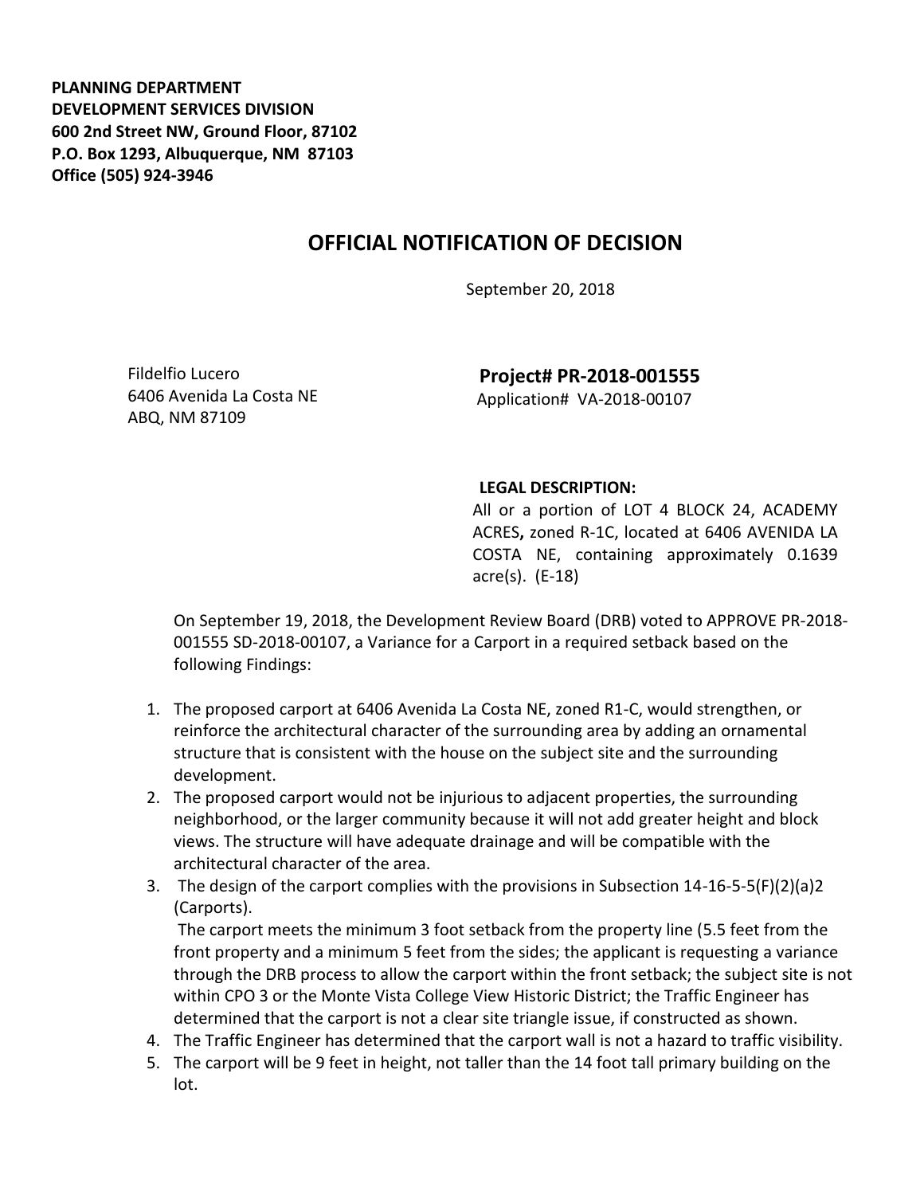**PLANNING DEPARTMENT**
**DEVELOPMENT SERVICES DIVISION**
**600 2nd Street NW, Ground Floor, 87102**
**P.O. Box 1293, Albuquerque, NM 87103**
**Office (505) 924-3946**

# OFFICIAL NOTIFICATION OF DECISION

September 20, 2018

Fildelfio Lucero
6406 Avenida La Costa NE
ABQ, NM 87109

**Project# PR-2018-001555**
Application# VA-2018-00107

**LEGAL DESCRIPTION:**
All or a portion of LOT 4 BLOCK 24, ACADEMY ACRES**,** zoned R-1C, located at 6406 AVENIDA LA COSTA NE, containing approximately 0.1639 acre(s). (E-18)

On September 19, 2018, the Development Review Board (DRB) voted to APPROVE PR-2018-001555 SD-2018-00107, a Variance for a Carport in a required setback based on the following Findings:

1. The proposed carport at 6406 Avenida La Costa NE, zoned R1-C, would strengthen, or reinforce the architectural character of the surrounding area by adding an ornamental structure that is consistent with the house on the subject site and the surrounding development.
2. The proposed carport would not be injurious to adjacent properties, the surrounding neighborhood, or the larger community because it will not add greater height and block views. The structure will have adequate drainage and will be compatible with the architectural character of the area.
3. The design of the carport complies with the provisions in Subsection 14-16-5-5(F)(2)(a)2 (Carports).
   The carport meets the minimum 3 foot setback from the property line (5.5 feet from the front property and a minimum 5 feet from the sides; the applicant is requesting a variance through the DRB process to allow the carport within the front setback; the subject site is not within CPO 3 or the Monte Vista College View Historic District; the Traffic Engineer has determined that the carport is not a clear site triangle issue, if constructed as shown.
4. The Traffic Engineer has determined that the carport wall is not a hazard to traffic visibility.
5. The carport will be 9 feet in height, not taller than the 14 foot tall primary building on the lot.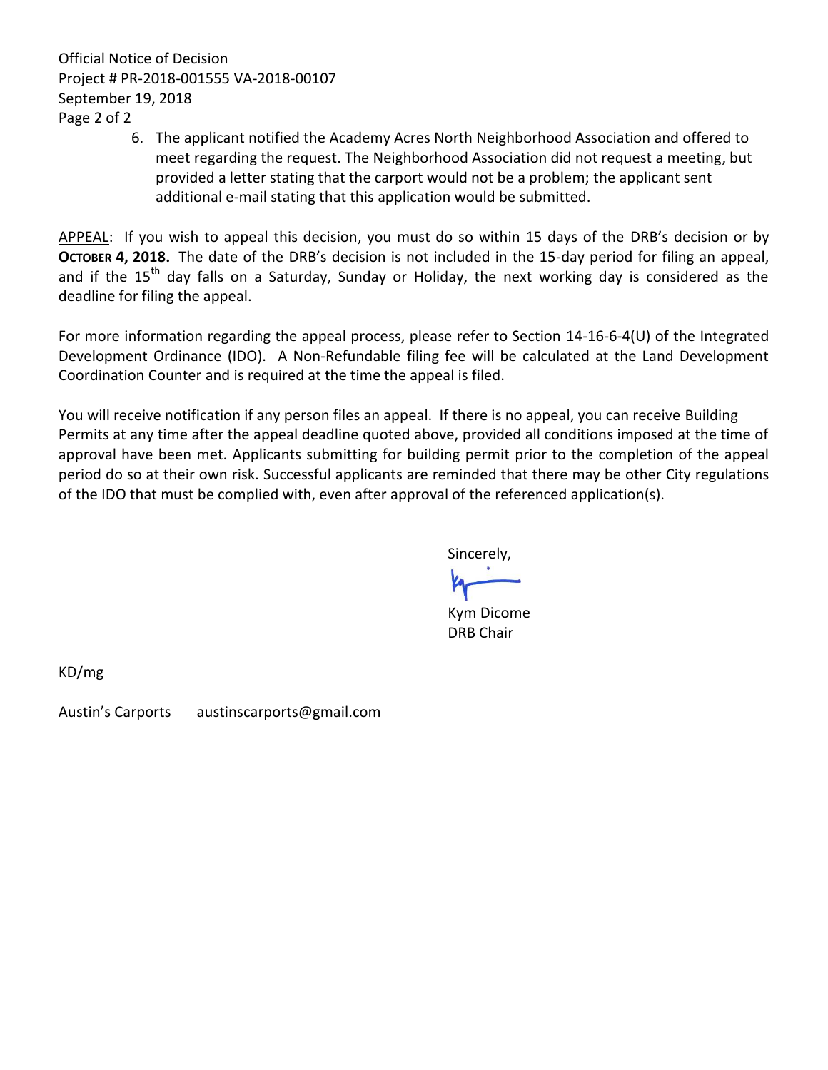6. The applicant notified the Academy Acres North Neighborhood Association and offered to meet regarding the request. The Neighborhood Association did not request a meeting, but provided a letter stating that the carport would not be a problem; the applicant sent additional e-mail stating that this application would be submitted.

APPEAL: If you wish to appeal this decision, you must do so within 15 days of the DRB's decision or by **OCTOBER 4, 2018.** The date of the DRB's decision is not included in the 15-day period for filing an appeal, and if the 15th day falls on a Saturday, Sunday or Holiday, the next working day is considered as the deadline for filing the appeal.

For more information regarding the appeal process, please refer to Section 14-16-6-4(U) of the Integrated Development Ordinance (IDO). A Non-Refundable filing fee will be calculated at the Land Development Coordination Counter and is required at the time the appeal is filed.

You will receive notification if any person files an appeal. If there is no appeal, you can receive Building Permits at any time after the appeal deadline quoted above, provided all conditions imposed at the time of approval have been met. Applicants submitting for building permit prior to the completion of the appeal period do so at their own risk. Successful applicants are reminded that there may be other City regulations of the IDO that must be complied with, even after approval of the referenced application(s).

Sincerely,

Kym Dicome
DRB Chair

KD/mg

Austin's Carports austinscarports@gmail.com